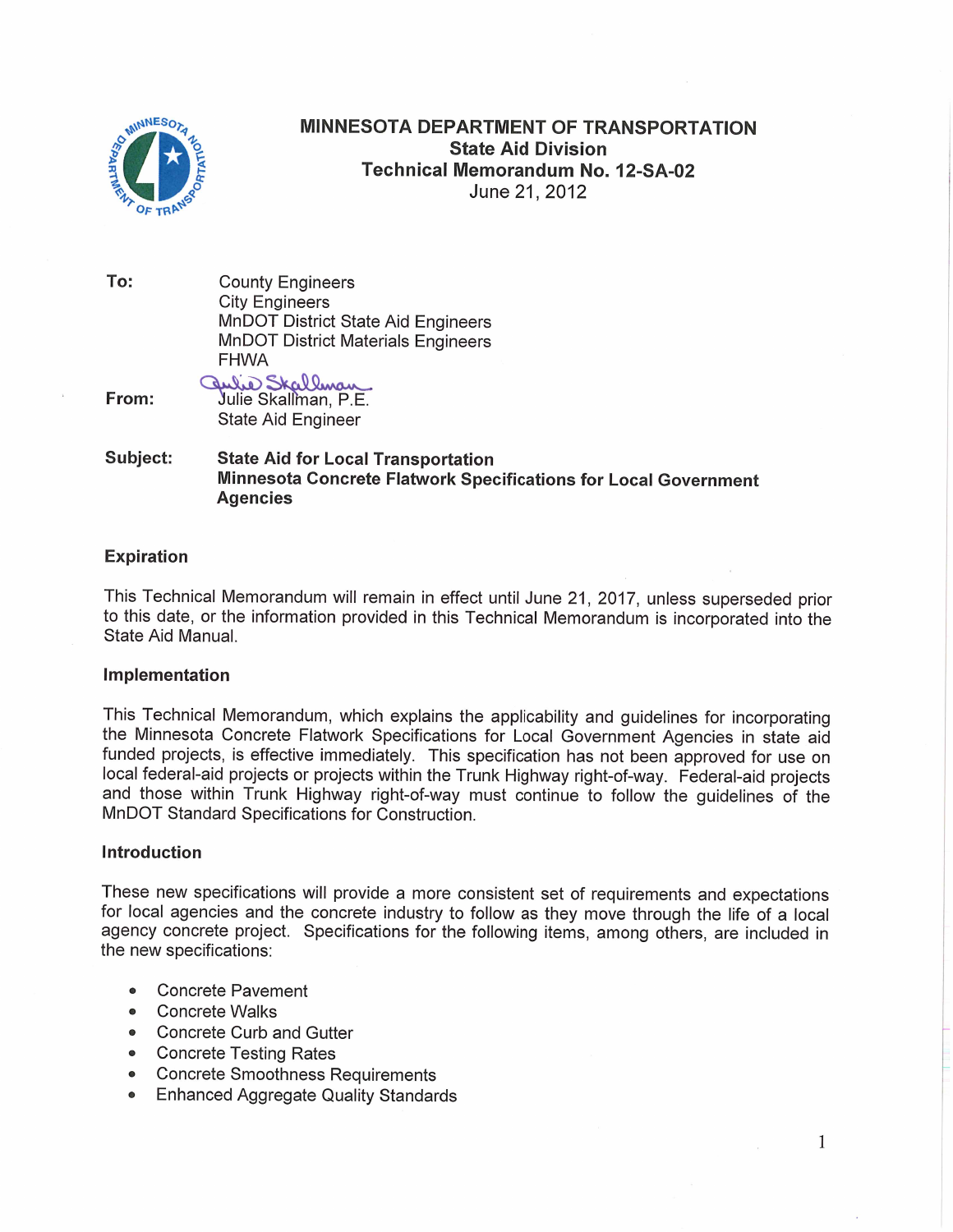**MINNESOTA DEPARTMENT OF TRANSPORTATION**
**State Aid Division**
**Technical Memorandum No. 12-SA-02**
June 21, 2012

**To:** County Engineers
City Engineers
MnDOT District State Aid Engineers
MnDOT District Materials Engineers
FHWA

**From:** Julie Skallman, P.E.
State Aid Engineer

**Subject:** **State Aid for Local Transportation**
**Minnesota Concrete Flatwork Specifications for Local Government Agencies**

## Expiration

This Technical Memorandum will remain in effect until June 21, 2017, unless superseded prior to this date, or the information provided in this Technical Memorandum is incorporated into the State Aid Manual.

## Implementation

This Technical Memorandum, which explains the applicability and guidelines for incorporating the Minnesota Concrete Flatwork Specifications for Local Government Agencies in state aid funded projects, is effective immediately. This specification has not been approved for use on local federal-aid projects or projects within the Trunk Highway right-of-way. Federal-aid projects and those within Trunk Highway right-of-way must continue to follow the guidelines of the MnDOT Standard Specifications for Construction.

## Introduction

These new specifications will provide a more consistent set of requirements and expectations for local agencies and the concrete industry to follow as they move through the life of a local agency concrete project. Specifications for the following items, among others, are included in the new specifications:

- Concrete Pavement
- Concrete Walks
- Concrete Curb and Gutter
- Concrete Testing Rates
- Concrete Smoothness Requirements
- Enhanced Aggregate Quality Standards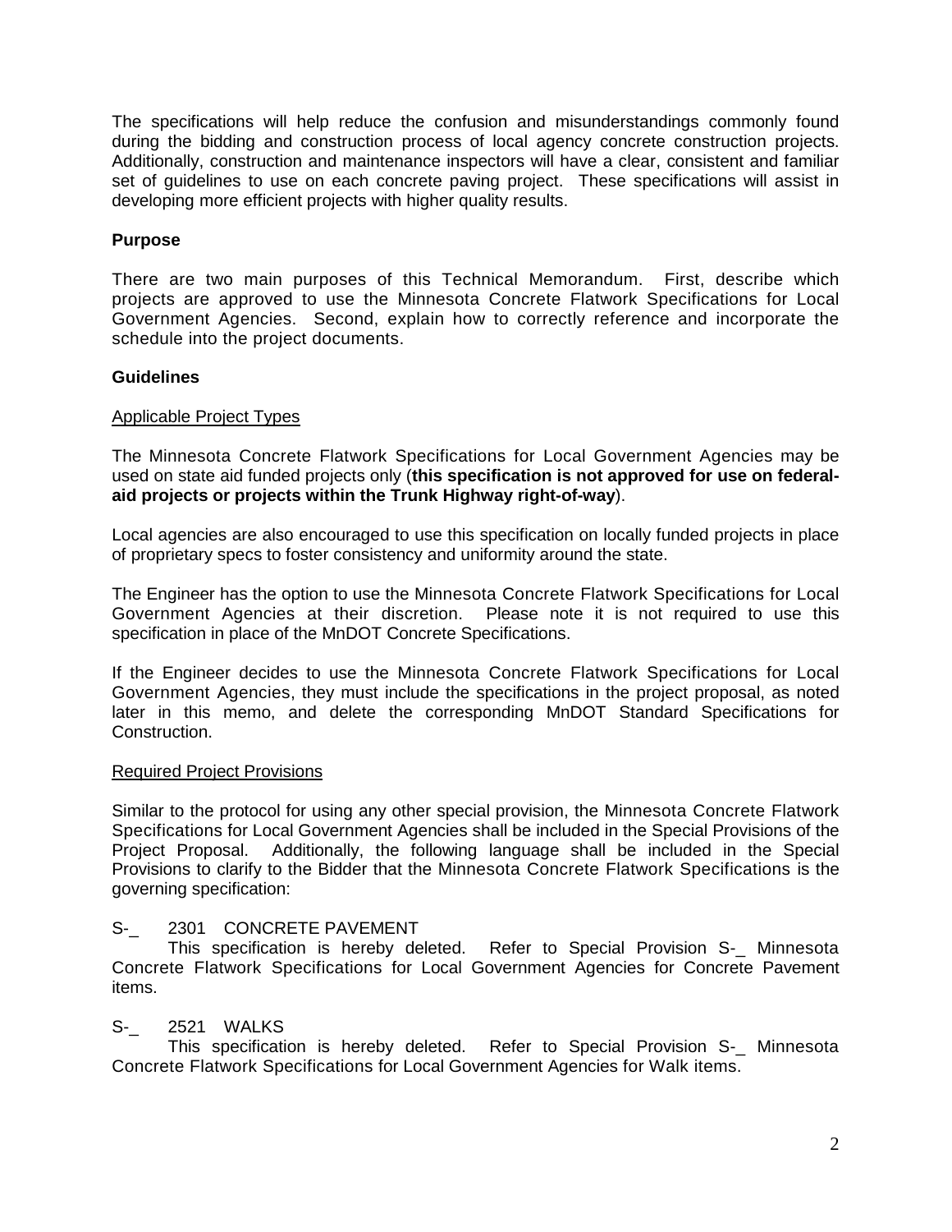The specifications will help reduce the confusion and misunderstandings commonly found during the bidding and construction process of local agency concrete construction projects. Additionally, construction and maintenance inspectors will have a clear, consistent and familiar set of guidelines to use on each concrete paving project. These specifications will assist in developing more efficient projects with higher quality results.

**Purpose**

There are two main purposes of this Technical Memorandum. First, describe which projects are approved to use the Minnesota Concrete Flatwork Specifications for Local Government Agencies. Second, explain how to correctly reference and incorporate the schedule into the project documents.

**Guidelines**

Applicable Project Types

The Minnesota Concrete Flatwork Specifications for Local Government Agencies may be used on state aid funded projects only (**this specification is not approved for use on federal-aid projects or projects within the Trunk Highway right-of-way**).

Local agencies are also encouraged to use this specification on locally funded projects in place of proprietary specs to foster consistency and uniformity around the state.

The Engineer has the option to use the Minnesota Concrete Flatwork Specifications for Local Government Agencies at their discretion. Please note it is not required to use this specification in place of the MnDOT Concrete Specifications.

If the Engineer decides to use the Minnesota Concrete Flatwork Specifications for Local Government Agencies, they must include the specifications in the project proposal, as noted later in this memo, and delete the corresponding MnDOT Standard Specifications for Construction.

Required Project Provisions

Similar to the protocol for using any other special provision, the Minnesota Concrete Flatwork Specifications for Local Government Agencies shall be included in the Special Provisions of the Project Proposal. Additionally, the following language shall be included in the Special Provisions to clarify to the Bidder that the Minnesota Concrete Flatwork Specifications is the governing specification:

S-_ 2301 CONCRETE PAVEMENT
This specification is hereby deleted. Refer to Special Provision S-_ Minnesota Concrete Flatwork Specifications for Local Government Agencies for Concrete Pavement items.

S-_ 2521 WALKS
This specification is hereby deleted. Refer to Special Provision S-_ Minnesota Concrete Flatwork Specifications for Local Government Agencies for Walk items.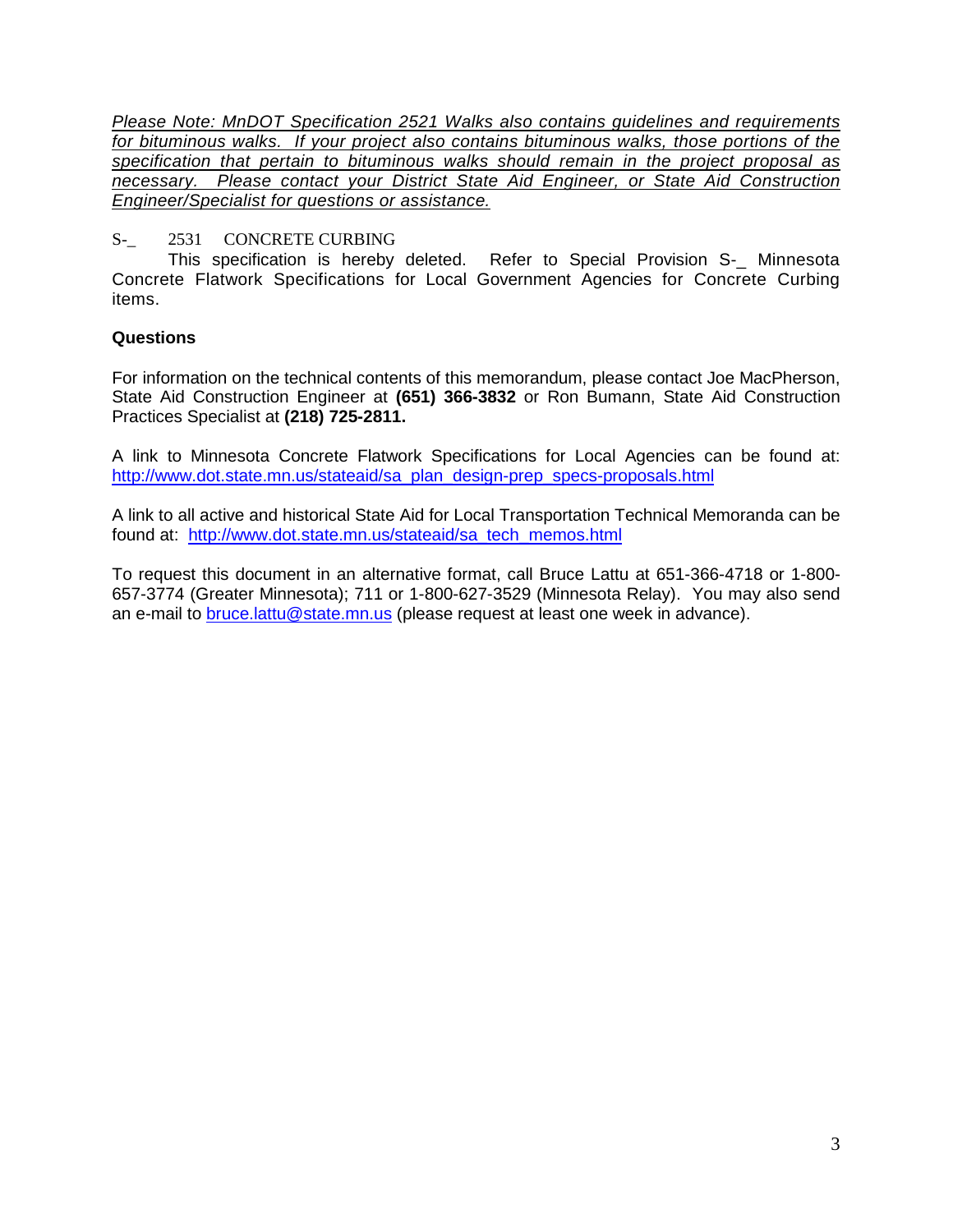*Please Note: MnDOT Specification 2521 Walks also contains guidelines and requirements for bituminous walks. If your project also contains bituminous walks, those portions of the specification that pertain to bituminous walks should remain in the project proposal as necessary. Please contact your District State Aid Engineer, or State Aid Construction Engineer/Specialist for questions or assistance.*

S-_ 2531 CONCRETE CURBING

This specification is hereby deleted. Refer to Special Provision S-_ Minnesota Concrete Flatwork Specifications for Local Government Agencies for Concrete Curbing items.

**Questions**

For information on the technical contents of this memorandum, please contact Joe MacPherson, State Aid Construction Engineer at **(651) 366-3832** or Ron Bumann, State Aid Construction Practices Specialist at **(218) 725-2811.**

A link to Minnesota Concrete Flatwork Specifications for Local Agencies can be found at: http://www.dot.state.mn.us/stateaid/sa_plan_design-prep_specs-proposals.html

A link to all active and historical State Aid for Local Transportation Technical Memoranda can be found at: http://www.dot.state.mn.us/stateaid/sa_tech_memos.html

To request this document in an alternative format, call Bruce Lattu at 651-366-4718 or 1-800-657-3774 (Greater Minnesota); 711 or 1-800-627-3529 (Minnesota Relay). You may also send an e-mail to bruce.lattu@state.mn.us (please request at least one week in advance).